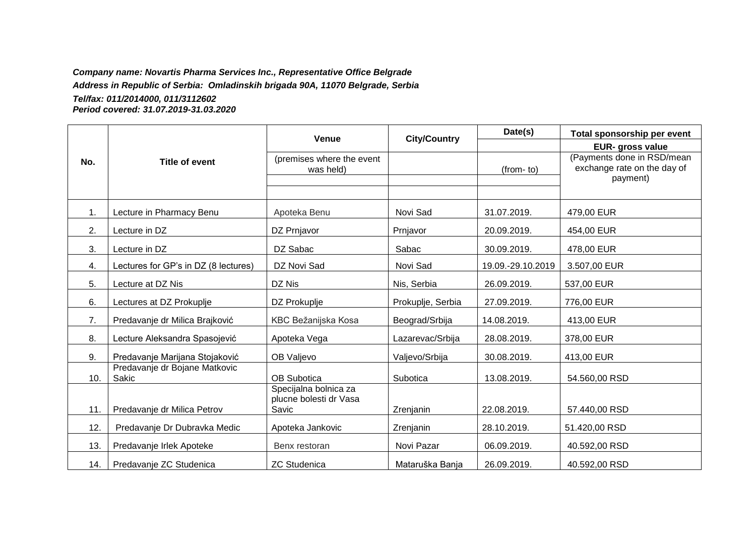***Company name: Novartis Pharma Services Inc., Representative Office Belgrade***

***Address in Republic of Serbia: Omladinskih brigada 90A, 11070 Belgrade, Serbia***

***Tel/fax: 011/2014000, 011/3112602***

***Period covered: 31.07.2019-31.03.2020***

| No. | Title of event | Venue (premises where the event was held) | City/Country | Date(s) (from- to) | Total sponsorship per event EUR- gross value (Payments done in RSD/mean exchange rate on the day of payment) |
|---|---|---|---|---|---|
| 1. | Lecture in Pharmacy Benu | Apoteka Benu | Novi Sad | 31.07.2019. | 479,00 EUR |
| 2. | Lecture in DZ | DZ Prnjavor | Prnjavor | 20.09.2019. | 454,00 EUR |
| 3. | Lecture in DZ | DZ Sabac | Sabac | 30.09.2019. | 478,00 EUR |
| 4. | Lectures for GP's in DZ (8 lectures) | DZ Novi Sad | Novi Sad | 19.09.-29.10.2019 | 3.507,00 EUR |
| 5. | Lecture at DZ Nis | DZ Nis | Nis, Serbia | 26.09.2019. | 537,00 EUR |
| 6. | Lectures at DZ Prokuplje | DZ Prokuplje | Prokuplje, Serbia | 27.09.2019. | 776,00 EUR |
| 7. | Predavanje dr Milica Brajković | KBC Bežanijska Kosa | Beograd/Srbija | 14.08.2019. | 413,00 EUR |
| 8. | Lecture Aleksandra Spasojević | Apoteka Vega | Lazarevac/Srbija | 28.08.2019. | 378,00 EUR |
| 9. | Predavanje Marijana Stojaković | OB Valjevo | Valjevo/Srbija | 30.08.2019. | 413,00 EUR |
| 10. | Predavanje dr Bojane Matkovic Sakic | OB Subotica | Subotica | 13.08.2019. | 54.560,00 RSD |
| 11. | Predavanje dr Milica Petrov | Specijalna bolnica za plucne bolesti dr Vasa Savic | Zrenjanin | 22.08.2019. | 57.440,00 RSD |
| 12. | Predavanje Dr Dubravka Medic | Apoteka Jankovic | Zrenjanin | 28.10.2019. | 51.420,00 RSD |
| 13. | Predavanje Irlek Apoteke | Benx restoran | Novi Pazar | 06.09.2019. | 40.592,00 RSD |
| 14. | Predavanje ZC Studenica | ZC Studenica | Mataruška Banja | 26.09.2019. | 40.592,00 RSD |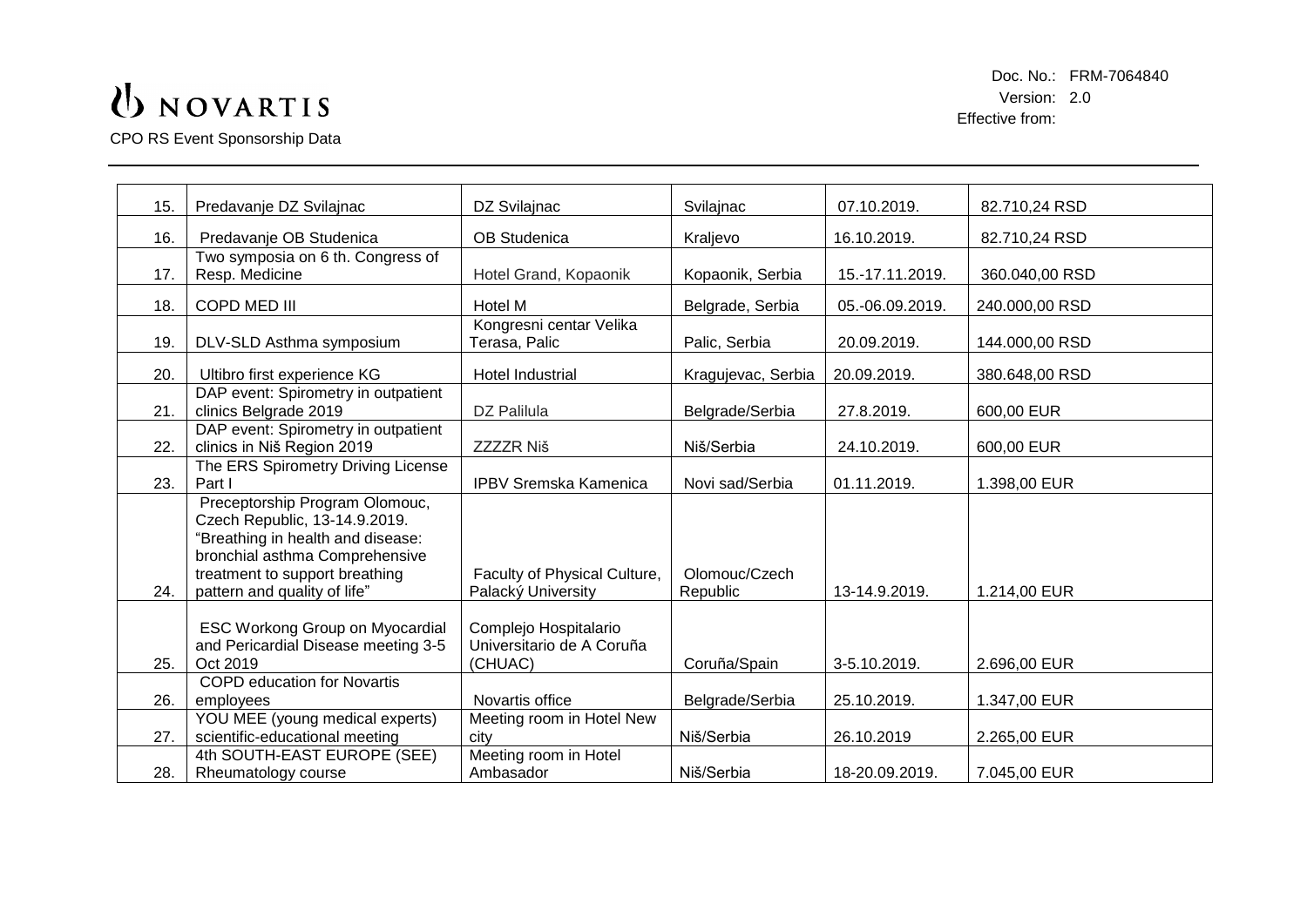| | | | | | |
|---|---|---|---|---|---|
| 15. | Predavanje DZ Svilajnac | DZ Svilajnac | Svilajnac | 07.10.2019. | 82.710,24 RSD |
| 16. | Predavanje OB Studenica | OB Studenica | Kraljevo | 16.10.2019. | 82.710,24 RSD |
| 17. | Two symposia on 6 th. Congress of Resp. Medicine | Hotel Grand, Kopaonik | Kopaonik, Serbia | 15.-17.11.2019. | 360.040,00 RSD |
| 18. | COPD MED III | Hotel M | Belgrade, Serbia | 05.-06.09.2019. | 240.000,00 RSD |
| 19. | DLV-SLD Asthma symposium | Kongresni centar Velika Terasa, Palic | Palic, Serbia | 20.09.2019. | 144.000,00 RSD |
| 20. | Ultibro first experience KG | Hotel Industrial | Kragujevac, Serbia | 20.09.2019. | 380.648,00 RSD |
| 21. | DAP event: Spirometry in outpatient clinics Belgrade 2019 | DZ Palilula | Belgrade/Serbia | 27.8.2019. | 600,00 EUR |
| 22. | DAP event: Spirometry in outpatient clinics in Niš Region 2019 | ZZZZR Niš | Niš/Serbia | 24.10.2019. | 600,00 EUR |
| 23. | The ERS Spirometry Driving License Part I | IPBV Sremska Kamenica | Novi sad/Serbia | 01.11.2019. | 1.398,00 EUR |
| 24. | Preceptorship Program Olomouc, Czech Republic, 13-14.9.2019. "Breathing in health and disease: bronchial asthma Comprehensive treatment to support breathing pattern and quality of life" | Faculty of Physical Culture, Palacký University | Olomouc/Czech Republic | 13-14.9.2019. | 1.214,00 EUR |
| 25. | ESC Workong Group on Myocardial and Pericardial Disease meeting 3-5 Oct 2019 | Complejo Hospitalario Universitario de A Coruña (CHUAC) | Coruña/Spain | 3-5.10.2019. | 2.696,00 EUR |
| 26. | COPD education for Novartis employees | Novartis office | Belgrade/Serbia | 25.10.2019. | 1.347,00 EUR |
| 27. | YOU MEE (young medical experts) scientific-educational meeting | Meeting room in Hotel New city | Niš/Serbia | 26.10.2019 | 2.265,00 EUR |
| 28. | 4th SOUTH-EAST EUROPE (SEE) Rheumatology course | Meeting room in Hotel Ambasador | Niš/Serbia | 18-20.09.2019. | 7.045,00 EUR |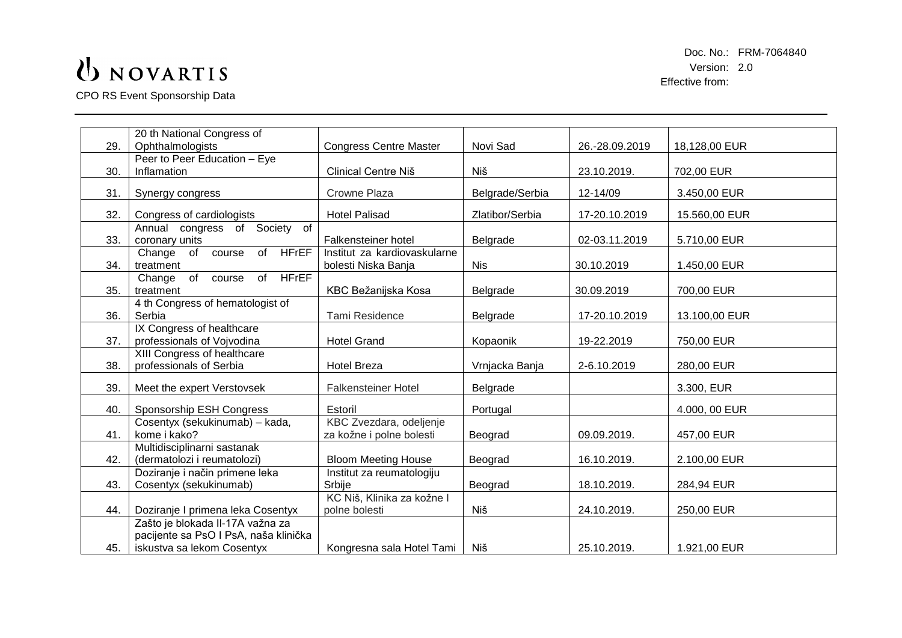| 29. | 20 th National Congress of Ophthalmologists | Congress Centre Master | Novi Sad | 26.-28.09.2019 | 18,128,00 EUR |
|---|---|---|---|---|---|
| 30. | Peer to Peer Education – Eye Inflamation | Clinical Centre Niš | Niš | 23.10.2019. | 702,00 EUR |
| 31. | Synergy congress | Crowne Plaza | Belgrade/Serbia | 12-14/09 | 3.450,00 EUR |
| 32. | Congress of cardiologists | Hotel Palisad | Zlatibor/Serbia | 17-20.10.2019 | 15.560,00 EUR |
| 33. | Annual congress of Society of coronary units | Falkensteiner hotel | Belgrade | 02-03.11.2019 | 5.710,00 EUR |
| 34. | Change of course of HFrEF treatment | Institut za kardiovaskularne bolesti Niska Banja | Nis | 30.10.2019 | 1.450,00 EUR |
| 35. | Change of course of HFrEF treatment | KBC Bežanijska Kosa | Belgrade | 30.09.2019 | 700,00 EUR |
| 36. | 4 th Congress of hematologist of Serbia | Tami Residence | Belgrade | 17-20.10.2019 | 13.100,00 EUR |
| 37. | IX Congress of healthcare professionals of Vojvodina | Hotel Grand | Kopaonik | 19-22.2019 | 750,00 EUR |
| 38. | XIII Congress of healthcare professionals of Serbia | Hotel Breza | Vrnjacka Banja | 2-6.10.2019 | 280,00 EUR |
| 39. | Meet the expert Verstovsek | Falkensteiner Hotel | Belgrade | | 3.300, EUR |
| 40. | Sponsorship ESH Congress | Estoril | Portugal | | 4.000, 00 EUR |
| 41. | Cosentyx (sekukinumab) – kada, kome i kako? | KBC Zvezdara, odeljenje za kožne i polne bolesti | Beograd | 09.09.2019. | 457,00 EUR |
| 42. | Multidisciplinarni sastanak (dermatolozi i reumatolozi) | Bloom Meeting House | Beograd | 16.10.2019. | 2.100,00 EUR |
| 43. | Doziranje i način primene leka Cosentyx (sekukinumab) | Institut za reumatologiju Srbije | Beograd | 18.10.2019. | 284,94 EUR |
| 44. | Doziranje I primena leka Cosentyx | KC Niš, Klinika za kožne I polne bolesti | Niš | 24.10.2019. | 250,00 EUR |
| 45. | Zašto je blokada Il-17A važna za pacijente sa PsO I PsA, naša klinička iskustva sa lekom Cosentyx | Kongresna sala Hotel Tami | Niš | 25.10.2019. | 1.921,00 EUR |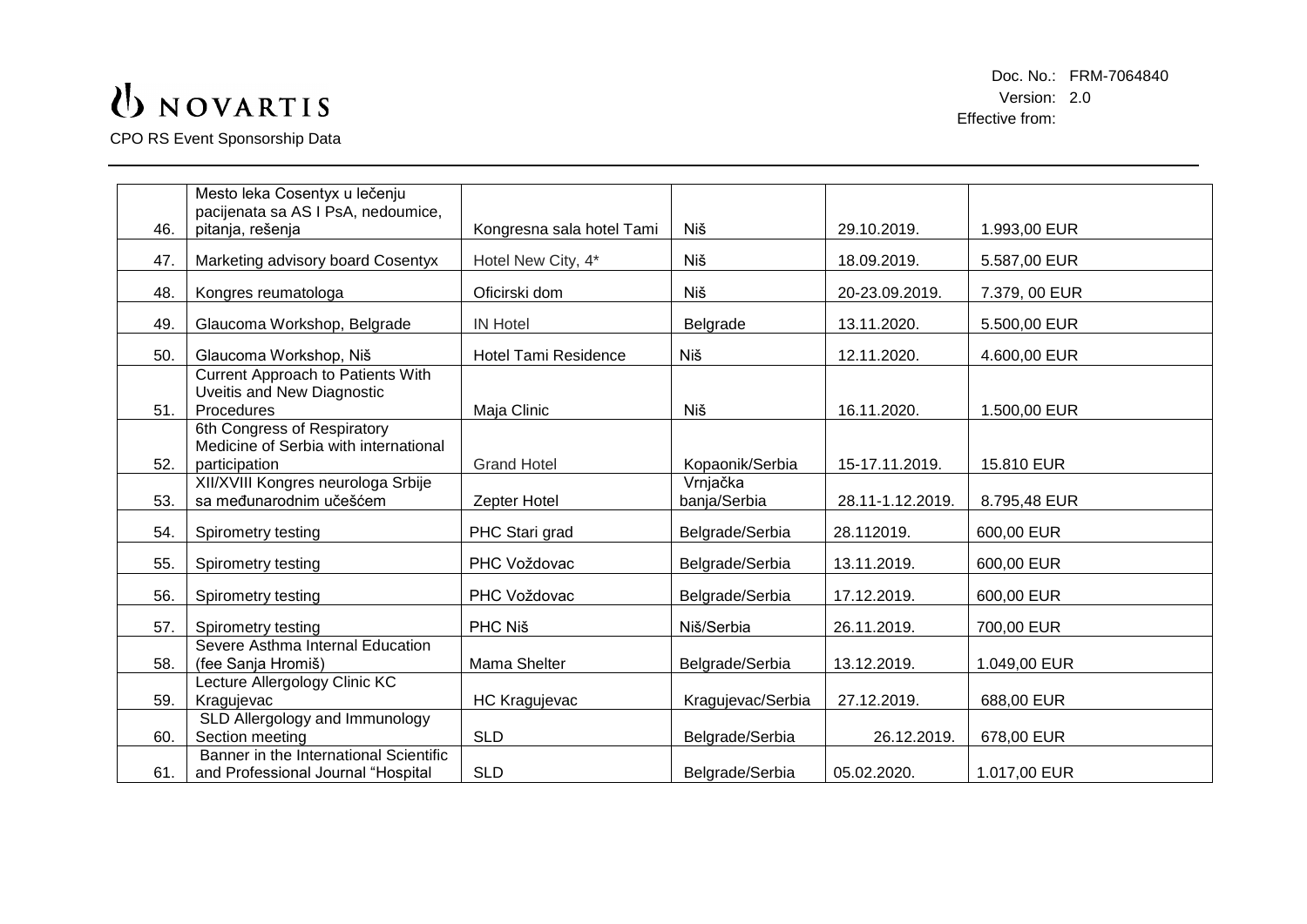| | | | | | |
|---|---|---|---|---|---|
| 46. | Mesto leka Cosentyx u lečenju pacijenata sa AS I PsA, nedoumice, pitanja, rešenja | Kongresna sala hotel Tami | Niš | 29.10.2019. | 1.993,00 EUR |
| 47. | Marketing advisory board Cosentyx | Hotel New City, 4* | Niš | 18.09.2019. | 5.587,00 EUR |
| 48. | Kongres reumatologa | Oficirski dom | Niš | 20-23.09.2019. | 7.379, 00 EUR |
| 49. | Glaucoma Workshop, Belgrade | IN Hotel | Belgrade | 13.11.2020. | 5.500,00 EUR |
| 50. | Glaucoma Workshop, Niš | Hotel Tami Residence | Niš | 12.11.2020. | 4.600,00 EUR |
| 51. | Current Approach to Patients With Uveitis and New Diagnostic Procedures | Maja Clinic | Niš | 16.11.2020. | 1.500,00 EUR |
| 52. | 6th Congress of Respiratory Medicine of Serbia with international participation | Grand Hotel | Kopaonik/Serbia | 15-17.11.2019. | 15.810 EUR |
| 53. | XII/XVIII Kongres neurologa Srbije sa međunarodnim učešćem | Zepter Hotel | Vrnjačka banja/Serbia | 28.11-1.12.2019. | 8.795,48 EUR |
| 54. | Spirometry testing | PHC Stari grad | Belgrade/Serbia | 28.112019. | 600,00 EUR |
| 55. | Spirometry testing | PHC Voždovac | Belgrade/Serbia | 13.11.2019. | 600,00 EUR |
| 56. | Spirometry testing | PHC Voždovac | Belgrade/Serbia | 17.12.2019. | 600,00 EUR |
| 57. | Spirometry testing | PHC Niš | Niš/Serbia | 26.11.2019. | 700,00 EUR |
| 58. | Severe Asthma Internal Education (fee Sanja Hromiš) | Mama Shelter | Belgrade/Serbia | 13.12.2019. | 1.049,00 EUR |
| 59. | Lecture Allergology Clinic KC Kragujevac | HC Kragujevac | Kragujevac/Serbia | 27.12.2019. | 688,00 EUR |
| 60. | SLD Allergology and Immunology Section meeting | SLD | Belgrade/Serbia | 26.12.2019. | 678,00 EUR |
| 61. | Banner in the International Scientific and Professional Journal "Hospital | SLD | Belgrade/Serbia | 05.02.2020. | 1.017,00 EUR |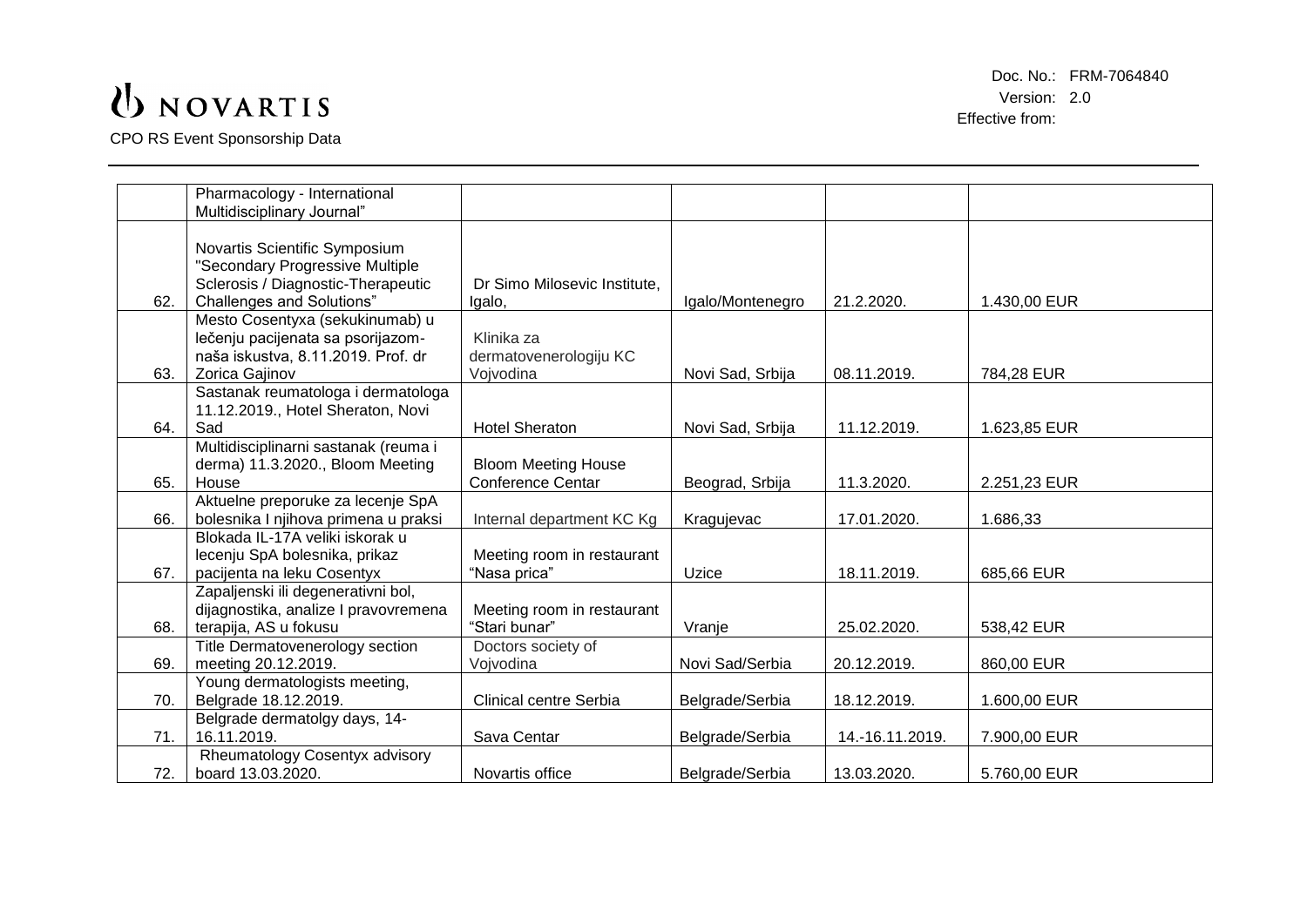| | | | | | |
|---|---|---|---|---|---|
| | Pharmacology - International Multidisciplinary Journal" | | | | |
| 62. | Novartis Scientific Symposium "Secondary Progressive Multiple Sclerosis / Diagnostic-Therapeutic Challenges and Solutions" | Dr Simo Milosevic Institute, Igalo, | Igalo/Montenegro | 21.2.2020. | 1.430,00 EUR |
| 63. | Mesto Cosentyxa (sekukinumab) u lečenju pacijenata sa psorijazom- naša iskustva, 8.11.2019. Prof. dr Zorica Gajinov | Klinika za dermatovenerologiju KC Vojvodina | Novi Sad, Srbija | 08.11.2019. | 784,28 EUR |
| 64. | Sastanak reumatologa i dermatologa 11.12.2019., Hotel Sheraton, Novi Sad | Hotel Sheraton | Novi Sad, Srbija | 11.12.2019. | 1.623,85 EUR |
| 65. | Multidisciplinarni sastanak (reuma i derma) 11.3.2020., Bloom Meeting House | Bloom Meeting House Conference Centar | Beograd, Srbija | 11.3.2020. | 2.251,23 EUR |
| 66. | Aktuelne preporuke za lecenje SpA bolesnika I njihova primena u praksi | Internal department KC Kg | Kragujevac | 17.01.2020. | 1.686,33 |
| 67. | Blokada IL-17A veliki iskorak u lecenju SpA bolesnika, prikaz pacijenta na leku Cosentyx | Meeting room in restaurant "Nasa prica" | Uzice | 18.11.2019. | 685,66 EUR |
| 68. | Zapaljenski ili degenerativni bol, dijagnostika, analize I pravovremena terapija, AS u fokusu | Meeting room in restaurant "Stari bunar" | Vranje | 25.02.2020. | 538,42 EUR |
| 69. | Title Dermatovenerology section meeting 20.12.2019. | Doctors society of Vojvodina | Novi Sad/Serbia | 20.12.2019. | 860,00 EUR |
| 70. | Young dermatologists meeting, Belgrade 18.12.2019. | Clinical centre Serbia | Belgrade/Serbia | 18.12.2019. | 1.600,00 EUR |
| 71. | Belgrade dermatolgy days, 14-16.11.2019. | Sava Centar | Belgrade/Serbia | 14.-16.11.2019. | 7.900,00 EUR |
| 72. | Rheumatology Cosentyx advisory board 13.03.2020. | Novartis office | Belgrade/Serbia | 13.03.2020. | 5.760,00 EUR |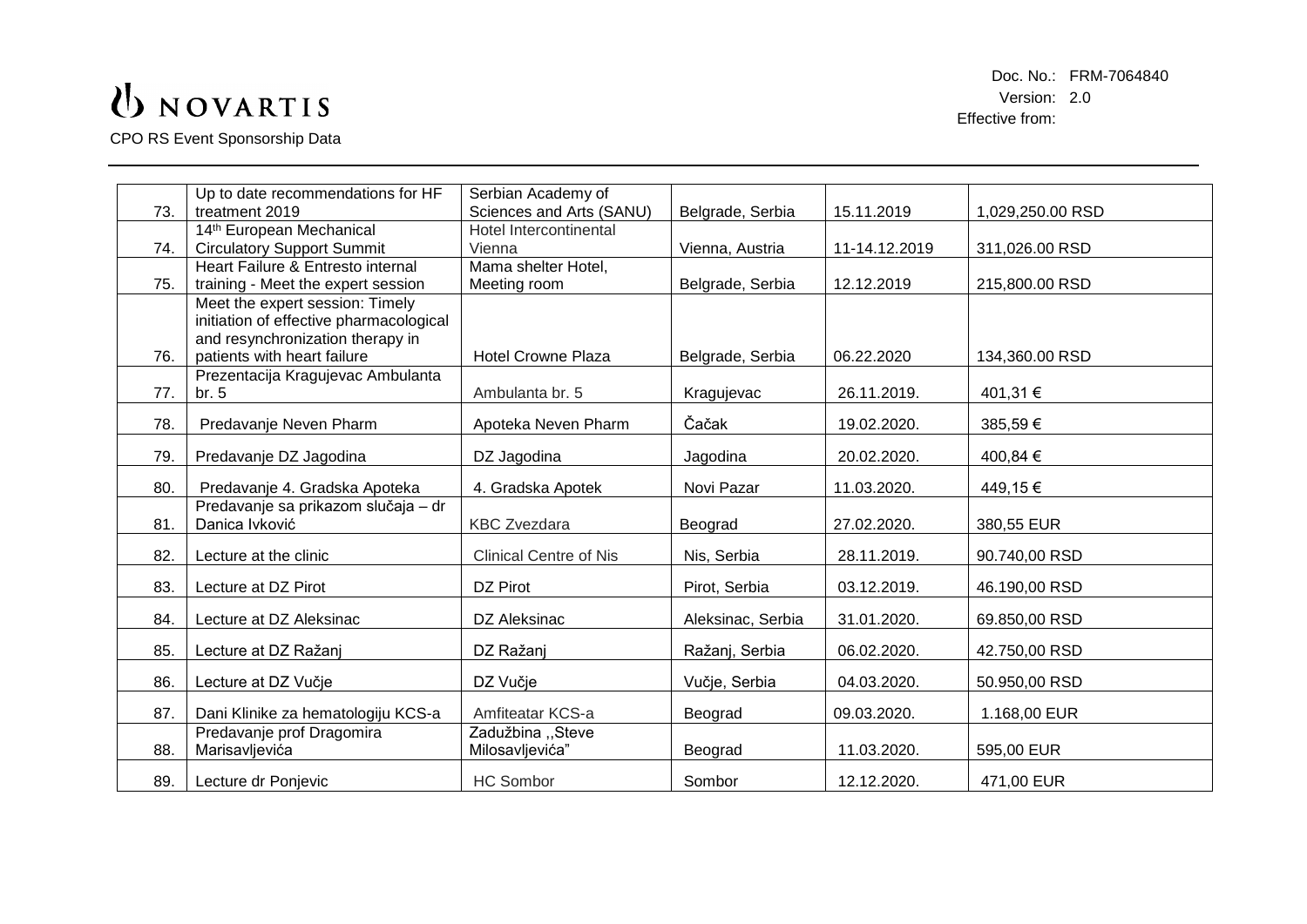| 73. | Up to date recommendations for HF treatment 2019 | Serbian Academy of Sciences and Arts (SANU) | Belgrade, Serbia | 15.11.2019 | 1,029,250.00 RSD |
|---|---|---|---|---|---|
| 74. | 14th European Mechanical Circulatory Support Summit | Hotel Intercontinental Vienna | Vienna, Austria | 11-14.12.2019 | 311,026.00 RSD |
| 75. | Heart Failure & Entresto internal training - Meet the expert session | Mama shelter Hotel, Meeting room | Belgrade, Serbia | 12.12.2019 | 215,800.00 RSD |
| 76. | Meet the expert session: Timely initiation of effective pharmacological and resynchronization therapy in patients with heart failure | Hotel Crowne Plaza | Belgrade, Serbia | 06.22.2020 | 134,360.00 RSD |
| 77. | Prezentacija Kragujevac Ambulanta br. 5 | Ambulanta br. 5 | Kragujevac | 26.11.2019. | 401,31 € |
| 78. | Predavanje Neven Pharm | Apoteka Neven Pharm | Čačak | 19.02.2020. | 385,59 € |
| 79. | Predavanje DZ Jagodina | DZ Jagodina | Jagodina | 20.02.2020. | 400,84 € |
| 80. | Predavanje 4. Gradska Apoteka | 4. Gradska Apotek | Novi Pazar | 11.03.2020. | 449,15 € |
| 81. | Predavanje sa prikazom slučaja – dr Danica Ivković | KBC Zvezdara | Beograd | 27.02.2020. | 380,55 EUR |
| 82. | Lecture at the clinic | Clinical Centre of Nis | Nis, Serbia | 28.11.2019. | 90.740,00 RSD |
| 83. | Lecture at DZ Pirot | DZ Pirot | Pirot, Serbia | 03.12.2019. | 46.190,00 RSD |
| 84. | Lecture at DZ Aleksinac | DZ Aleksinac | Aleksinac, Serbia | 31.01.2020. | 69.850,00 RSD |
| 85. | Lecture at DZ Ražanj | DZ Ražanj | Ražanj, Serbia | 06.02.2020. | 42.750,00 RSD |
| 86. | Lecture at DZ Vučje | DZ Vučje | Vučje, Serbia | 04.03.2020. | 50.950,00 RSD |
| 87. | Dani Klinike za hematologiju KCS-a | Amfiteatar KCS-a | Beograd | 09.03.2020. | 1.168,00 EUR |
| 88. | Predavanje prof Dragomira Marisavljevića | Zadužbina ,,Steve Milosavljevića" | Beograd | 11.03.2020. | 595,00 EUR |
| 89. | Lecture dr Ponjevic | HC Sombor | Sombor | 12.12.2020. | 471,00 EUR |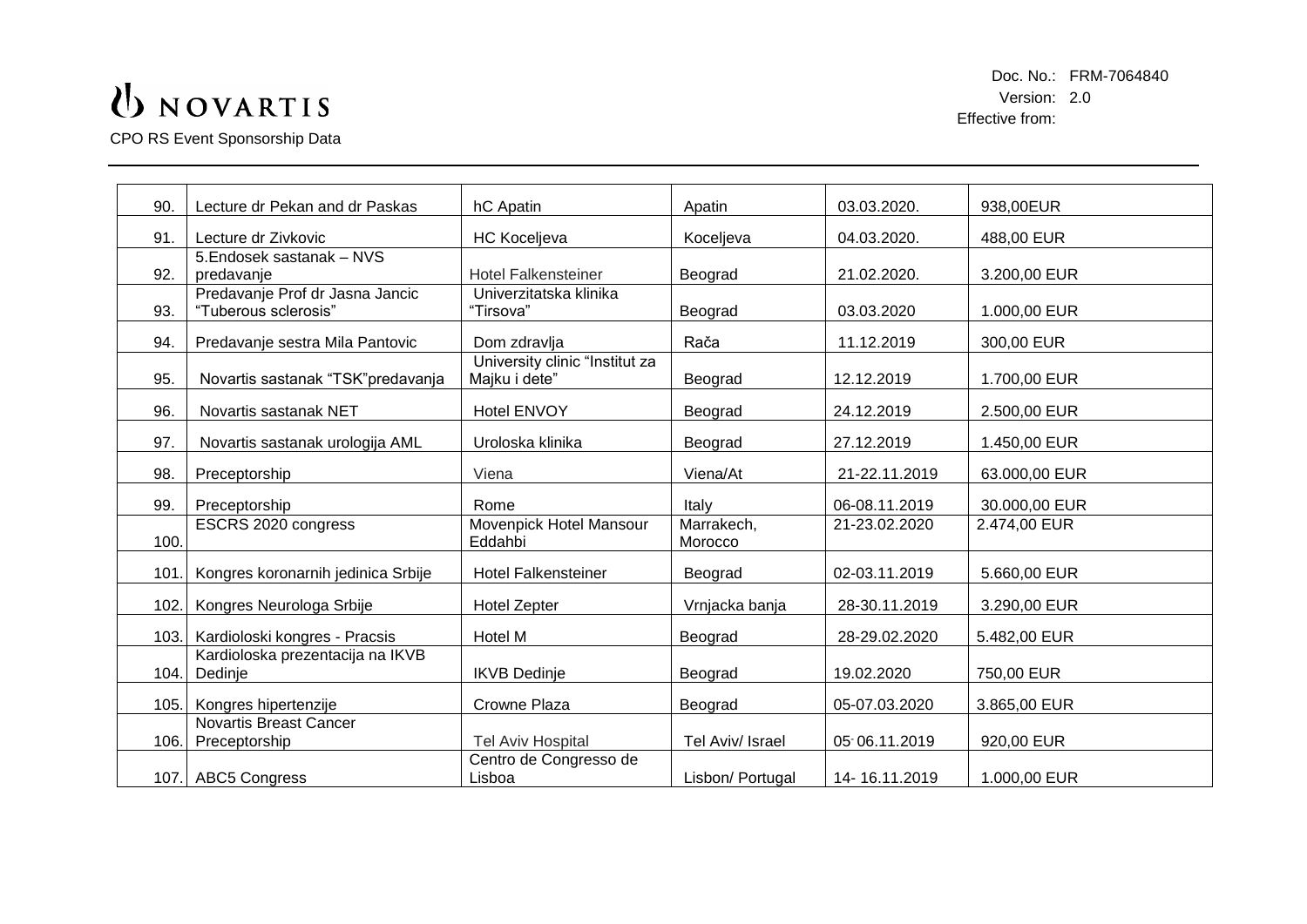| 90. | Lecture dr Pekan and dr Paskas | hC Apatin | Apatin | 03.03.2020. | 938,00EUR |
|---|---|---|---|---|---|
| 91. | Lecture dr Zivkovic | HC Koceljeva | Koceljeva | 04.03.2020. | 488,00 EUR |
| 92. | 5.Endosek sastanak – NVS predavanje | Hotel Falkensteiner | Beograd | 21.02.2020. | 3.200,00 EUR |
| 93. | Predavanje Prof dr Jasna Jancic "Tuberous sclerosis" | Univerzitatska klinika "Tirsova" | Beograd | 03.03.2020 | 1.000,00 EUR |
| 94. | Predavanje sestra Mila Pantovic | Dom zdravlja | Rača | 11.12.2019 | 300,00 EUR |
| 95. | Novartis sastanak "TSK"predavanja | University clinic "Institut za Majku i dete" | Beograd | 12.12.2019 | 1.700,00 EUR |
| 96. | Novartis sastanak NET | Hotel ENVOY | Beograd | 24.12.2019 | 2.500,00 EUR |
| 97. | Novartis sastanak urologija AML | Uroloska klinika | Beograd | 27.12.2019 | 1.450,00 EUR |
| 98. | Preceptorship | Viena | Viena/At | 21-22.11.2019 | 63.000,00 EUR |
| 99. | Preceptorship | Rome | Italy | 06-08.11.2019 | 30.000,00 EUR |
| 100. | ESCRS 2020 congress | Movenpick Hotel Mansour Eddahbi | Marrakech, Morocco | 21-23.02.2020 | 2.474,00 EUR |
| 101. | Kongres koronarnih jedinica Srbije | Hotel Falkensteiner | Beograd | 02-03.11.2019 | 5.660,00 EUR |
| 102. | Kongres Neurologa Srbije | Hotel Zepter | Vrnjacka banja | 28-30.11.2019 | 3.290,00 EUR |
| 103. | Kardioloski kongres - Pracsis | Hotel M | Beograd | 28-29.02.2020 | 5.482,00 EUR |
| 104. | Kardioloska prezentacija na IKVB Dedinje | IKVB Dedinje | Beograd | 19.02.2020 | 750,00 EUR |
| 105. | Kongres hipertenzije | Crowne Plaza | Beograd | 05-07.03.2020 | 3.865,00 EUR |
| 106. | Novartis Breast Cancer Preceptorship | Tel Aviv Hospital | Tel Aviv/ Israel | 05-06.11.2019 | 920,00 EUR |
| 107. | ABC5 Congress | Centro de Congresso de Lisboa | Lisbon/ Portugal | 14- 16.11.2019 | 1.000,00 EUR |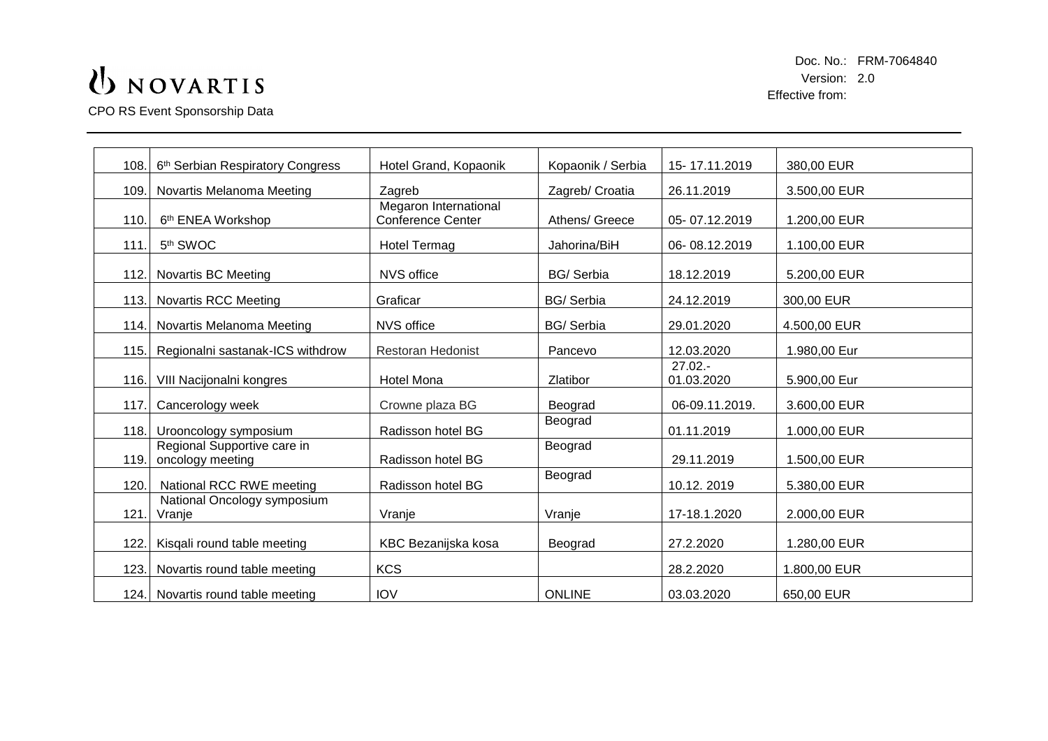CPO RS Event Sponsorship Data

Doc. No.: FRM-7064840
Version: 2.0
Effective from:

| | | | | | |
|---|---|---|---|---|---|
| 108. | 6th Serbian Respiratory Congress | Hotel Grand, Kopaonik | Kopaonik / Serbia | 15- 17.11.2019 | 380,00 EUR |
| 109. | Novartis Melanoma Meeting | Zagreb | Zagreb/ Croatia | 26.11.2019 | 3.500,00 EUR |
| 110. | 6th ENEA Workshop | Megaron International Conference Center | Athens/ Greece | 05- 07.12.2019 | 1.200,00 EUR |
| 111. | 5th SWOC | Hotel Termag | Jahorina/BiH | 06- 08.12.2019 | 1.100,00 EUR |
| 112. | Novartis BC Meeting | NVS office | BG/ Serbia | 18.12.2019 | 5.200,00 EUR |
| 113. | Novartis RCC Meeting | Graficar | BG/ Serbia | 24.12.2019 | 300,00 EUR |
| 114. | Novartis Melanoma Meeting | NVS office | BG/ Serbia | 29.01.2020 | 4.500,00 EUR |
| 115. | Regionalni sastanak-ICS withdrow | Restoran Hedonist | Pancevo | 12.03.2020 | 1.980,00 Eur |
| 116. | VIII Nacijonalni kongres | Hotel Mona | Zlatibor | 27.02.- 01.03.2020 | 5.900,00 Eur |
| 117. | Cancerology week | Crowne plaza BG | Beograd | 06-09.11.2019. | 3.600,00 EUR |
| 118. | Urooncology symposium | Radisson hotel BG | Beograd | 01.11.2019 | 1.000,00 EUR |
| 119. | Regional Supportive care in oncology meeting | Radisson hotel BG | Beograd | 29.11.2019 | 1.500,00 EUR |
| 120. | National RCC RWE meeting | Radisson hotel BG | Beograd | 10.12. 2019 | 5.380,00 EUR |
| 121. | National Oncology symposium Vranje | Vranje | Vranje | 17-18.1.2020 | 2.000,00 EUR |
| 122. | Kisqali round table meeting | KBC Bezanijska kosa | Beograd | 27.2.2020 | 1.280,00 EUR |
| 123. | Novartis round table meeting | KCS | | 28.2.2020 | 1.800,00 EUR |
| 124. | Novartis round table meeting | IOV | ONLINE | 03.03.2020 | 650,00 EUR |